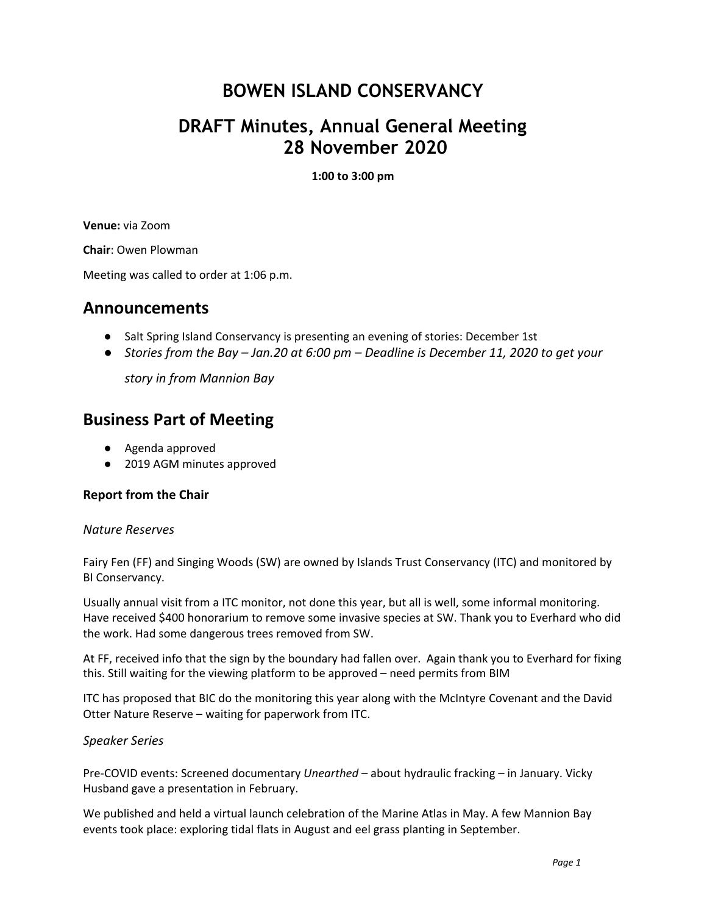# BOWEN ISLAND CONSERVANCY

# DRAFT Minutes, Annual General Meeting 28 November 2020

**1:00 to 3:00 pm**

**Venue:** via Zoom

**Chair**: Owen Plowman

Meeting was called to order at 1:06 p.m.

## Announcements

- Salt Spring Island Conservancy is presenting an evening of stories: December 1st
- *Stories from the Bay – Jan.20 at 6:00 pm – Deadline is December 11, 2020 to get your story in from Mannion Bay*

## Business Part of Meeting

- Agenda approved
- 2019 AGM minutes approved

### Report from the Chair

*Nature Reserves*

Fairy Fen (FF) and Singing Woods (SW) are owned by Islands Trust Conservancy (ITC) and monitored by BI Conservancy.

Usually annual visit from a ITC monitor, not done this year, but all is well, some informal monitoring. Have received $400 honorarium to remove some invasive species at SW. Thank you to Everhard who did the work. Had some dangerous trees removed from SW.

At FF, received info that the sign by the boundary had fallen over. Again thank you to Everhard for fixing this. Still waiting for the viewing platform to be approved – need permits from BIM

ITC has proposed that BIC do the monitoring this year along with the McIntyre Covenant and the David Otter Nature Reserve – waiting for paperwork from ITC.

*Speaker Series*

Pre-COVID events: Screened documentary *Unearthed* – about hydraulic fracking – in January. Vicky Husband gave a presentation in February.

We published and held a virtual launch celebration of the Marine Atlas in May. A few Mannion Bay events took place: exploring tidal flats in August and eel grass planting in September.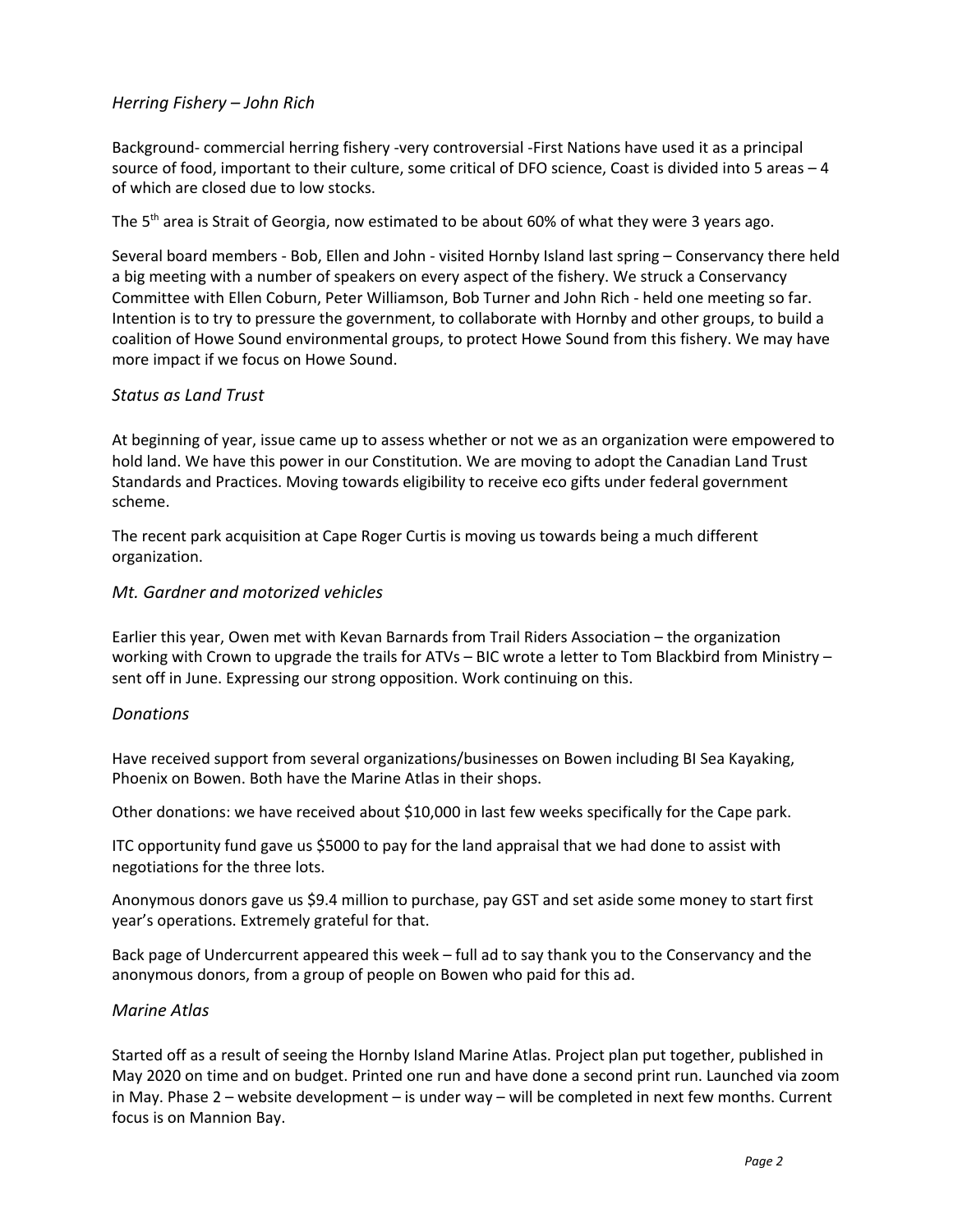### *Herring Fishery – John Rich*

Background- commercial herring fishery -very controversial -First Nations have used it as a principal source of food, important to their culture, some critical of DFO science, Coast is divided into 5 areas – 4 of which are closed due to low stocks.

The 5th area is Strait of Georgia, now estimated to be about 60% of what they were 3 years ago.

Several board members - Bob, Ellen and John - visited Hornby Island last spring – Conservancy there held a big meeting with a number of speakers on every aspect of the fishery. We struck a Conservancy Committee with Ellen Coburn, Peter Williamson, Bob Turner and John Rich - held one meeting so far. Intention is to try to pressure the government, to collaborate with Hornby and other groups, to build a coalition of Howe Sound environmental groups, to protect Howe Sound from this fishery. We may have more impact if we focus on Howe Sound.

### *Status as Land Trust*

At beginning of year, issue came up to assess whether or not we as an organization were empowered to hold land. We have this power in our Constitution. We are moving to adopt the Canadian Land Trust Standards and Practices. Moving towards eligibility to receive eco gifts under federal government scheme.

The recent park acquisition at Cape Roger Curtis is moving us towards being a much different organization.

### *Mt. Gardner and motorized vehicles*

Earlier this year, Owen met with Kevan Barnards from Trail Riders Association – the organization working with Crown to upgrade the trails for ATVs – BIC wrote a letter to Tom Blackbird from Ministry – sent off in June. Expressing our strong opposition. Work continuing on this.

### *Donations*

Have received support from several organizations/businesses on Bowen including BI Sea Kayaking, Phoenix on Bowen. Both have the Marine Atlas in their shops.

Other donations: we have received about $10,000 in last few weeks specifically for the Cape park.

ITC opportunity fund gave us $5000 to pay for the land appraisal that we had done to assist with negotiations for the three lots.

Anonymous donors gave us $9.4 million to purchase, pay GST and set aside some money to start first year's operations. Extremely grateful for that.

Back page of Undercurrent appeared this week – full ad to say thank you to the Conservancy and the anonymous donors, from a group of people on Bowen who paid for this ad.

### *Marine Atlas*

Started off as a result of seeing the Hornby Island Marine Atlas. Project plan put together, published in May 2020 on time and on budget. Printed one run and have done a second print run. Launched via zoom in May. Phase 2 – website development – is under way – will be completed in next few months. Current focus is on Mannion Bay.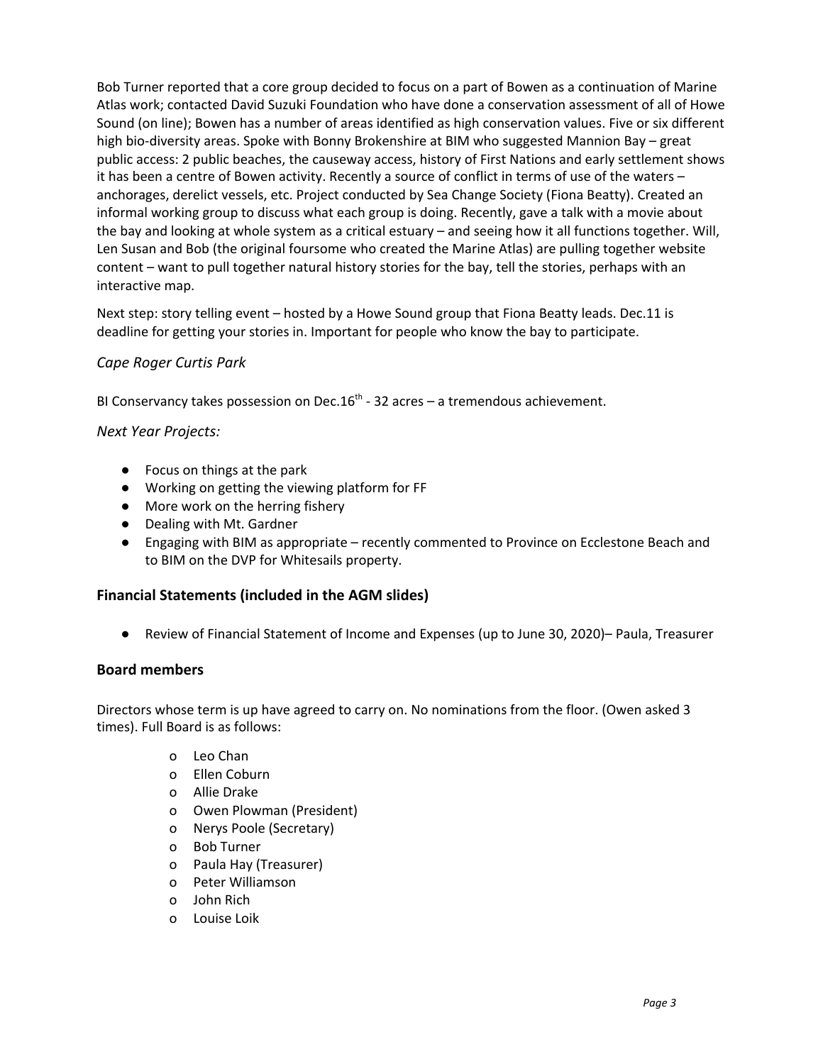Bob Turner reported that a core group decided to focus on a part of Bowen as a continuation of Marine Atlas work; contacted David Suzuki Foundation who have done a conservation assessment of all of Howe Sound (on line); Bowen has a number of areas identified as high conservation values. Five or six different high bio-diversity areas. Spoke with Bonny Brokenshire at BIM who suggested Mannion Bay – great public access: 2 public beaches, the causeway access, history of First Nations and early settlement shows it has been a centre of Bowen activity. Recently a source of conflict in terms of use of the waters – anchorages, derelict vessels, etc. Project conducted by Sea Change Society (Fiona Beatty). Created an informal working group to discuss what each group is doing. Recently, gave a talk with a movie about the bay and looking at whole system as a critical estuary – and seeing how it all functions together. Will, Len Susan and Bob (the original foursome who created the Marine Atlas) are pulling together website content – want to pull together natural history stories for the bay, tell the stories, perhaps with an interactive map.

Next step: story telling event – hosted by a Howe Sound group that Fiona Beatty leads. Dec.11 is deadline for getting your stories in. Important for people who know the bay to participate.

### *Cape Roger Curtis Park*

BI Conservancy takes possession on Dec.16th - 32 acres – a tremendous achievement.

### *Next Year Projects:*

- Focus on things at the park
- Working on getting the viewing platform for FF
- More work on the herring fishery
- Dealing with Mt. Gardner
- Engaging with BIM as appropriate – recently commented to Province on Ecclestone Beach and to BIM on the DVP for Whitesails property.

## **Financial Statements (included in the AGM slides)**

- Review of Financial Statement of Income and Expenses (up to June 30, 2020)– Paula, Treasurer

## **Board members**

Directors whose term is up have agreed to carry on. No nominations from the floor. (Owen asked 3 times). Full Board is as follows:

- Leo Chan
- Ellen Coburn
- Allie Drake
- Owen Plowman (President)
- Nerys Poole (Secretary)
- Bob Turner
- Paula Hay (Treasurer)
- Peter Williamson
- John Rich
- Louise Loik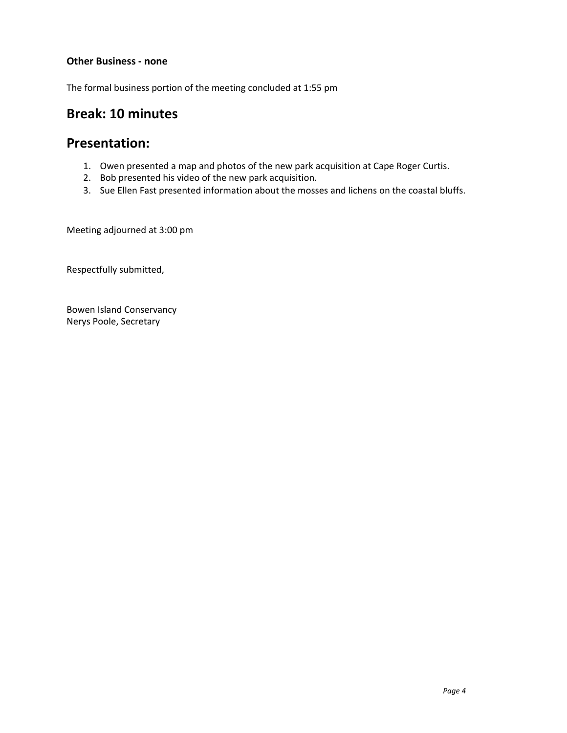**Other Business - none**

The formal business portion of the meeting concluded at 1:55 pm

## Break: 10 minutes

## Presentation:

1. Owen presented a map and photos of the new park acquisition at Cape Roger Curtis.
2. Bob presented his video of the new park acquisition.
3. Sue Ellen Fast presented information about the mosses and lichens on the coastal bluffs.

Meeting adjourned at 3:00 pm

Respectfully submitted,

Bowen Island Conservancy
Nerys Poole, Secretary